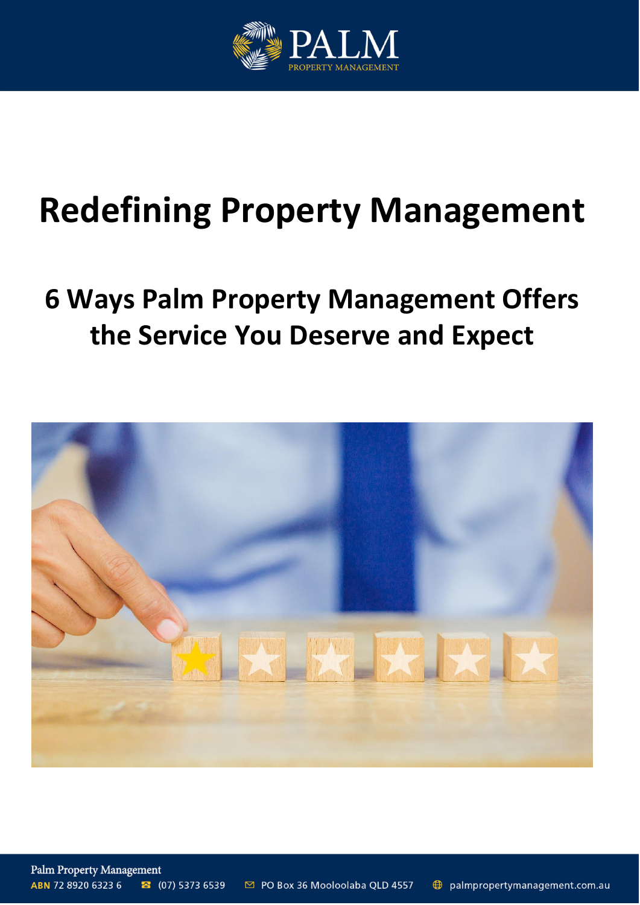# Redefining Property Management

## 6 Ways Palm Property Management Offers the Service You Deserve and Expect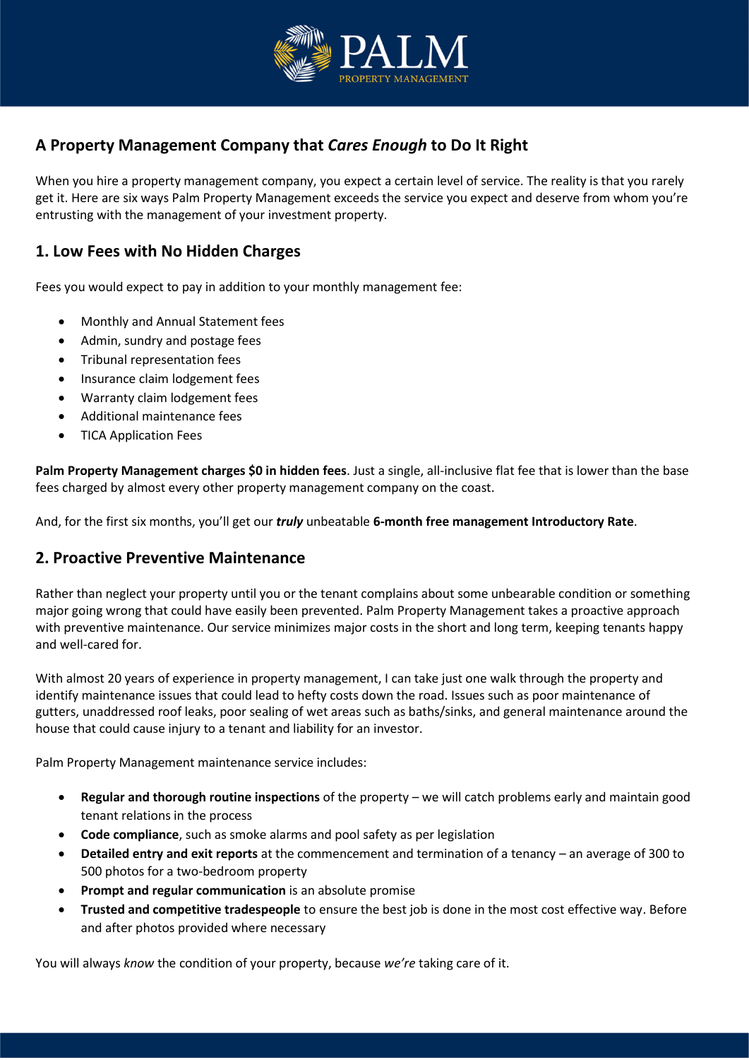## A Property Management Company that *Cares Enough* to Do It Right

When you hire a property management company, you expect a certain level of service. The reality is that you rarely get it. Here are six ways Palm Property Management exceeds the service you expect and deserve from whom you're entrusting with the management of your investment property.

## 1. Low Fees with No Hidden Charges

Fees you would expect to pay in addition to your monthly management fee:

- Monthly and Annual Statement fees
- Admin, sundry and postage fees
- Tribunal representation fees
- Insurance claim lodgement fees
- Warranty claim lodgement fees
- Additional maintenance fees
- TICA Application Fees

**Palm Property Management charges $0 in hidden fees**. Just a single, all-inclusive flat fee that is lower than the base fees charged by almost every other property management company on the coast.

And, for the first six months, you'll get our ***truly*** unbeatable **6-month free management Introductory Rate**.

## 2. Proactive Preventive Maintenance

Rather than neglect your property until you or the tenant complains about some unbearable condition or something major going wrong that could have easily been prevented. Palm Property Management takes a proactive approach with preventive maintenance. Our service minimizes major costs in the short and long term, keeping tenants happy and well-cared for.

With almost 20 years of experience in property management, I can take just one walk through the property and identify maintenance issues that could lead to hefty costs down the road. Issues such as poor maintenance of gutters, unaddressed roof leaks, poor sealing of wet areas such as baths/sinks, and general maintenance around the house that could cause injury to a tenant and liability for an investor.

Palm Property Management maintenance service includes:

- **Regular and thorough routine inspections** of the property – we will catch problems early and maintain good tenant relations in the process
- **Code compliance**, such as smoke alarms and pool safety as per legislation
- **Detailed entry and exit reports** at the commencement and termination of a tenancy – an average of 300 to 500 photos for a two-bedroom property
- **Prompt and regular communication** is an absolute promise
- **Trusted and competitive tradespeople** to ensure the best job is done in the most cost effective way. Before and after photos provided where necessary

You will always *know* the condition of your property, because *we're* taking care of it.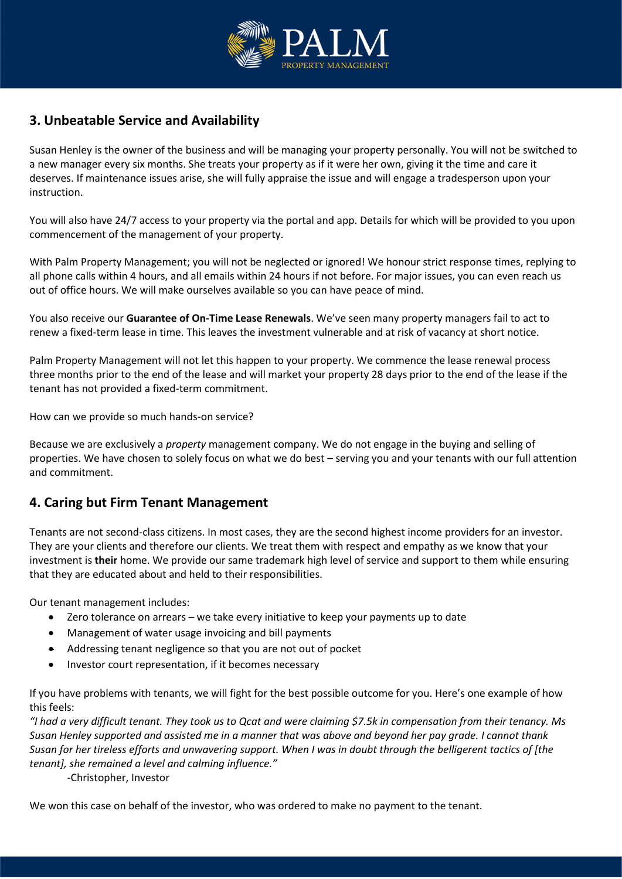## 3. Unbeatable Service and Availability

Susan Henley is the owner of the business and will be managing your property personally. You will not be switched to a new manager every six months. She treats your property as if it were her own, giving it the time and care it deserves. If maintenance issues arise, she will fully appraise the issue and will engage a tradesperson upon your instruction.

You will also have 24/7 access to your property via the portal and app. Details for which will be provided to you upon commencement of the management of your property.

With Palm Property Management; you will not be neglected or ignored! We honour strict response times, replying to all phone calls within 4 hours, and all emails within 24 hours if not before. For major issues, you can even reach us out of office hours. We will make ourselves available so you can have peace of mind.

You also receive our **Guarantee of On-Time Lease Renewals**. We've seen many property managers fail to act to renew a fixed-term lease in time. This leaves the investment vulnerable and at risk of vacancy at short notice.

Palm Property Management will not let this happen to your property. We commence the lease renewal process three months prior to the end of the lease and will market your property 28 days prior to the end of the lease if the tenant has not provided a fixed-term commitment.

How can we provide so much hands-on service?

Because we are exclusively a *property* management company. We do not engage in the buying and selling of properties. We have chosen to solely focus on what we do best – serving you and your tenants with our full attention and commitment.

## 4. Caring but Firm Tenant Management

Tenants are not second-class citizens. In most cases, they are the second highest income providers for an investor. They are your clients and therefore our clients. We treat them with respect and empathy as we know that your investment is **their** home. We provide our same trademark high level of service and support to them while ensuring that they are educated about and held to their responsibilities.

Our tenant management includes:

- Zero tolerance on arrears – we take every initiative to keep your payments up to date
- Management of water usage invoicing and bill payments
- Addressing tenant negligence so that you are not out of pocket
- Investor court representation, if it becomes necessary

If you have problems with tenants, we will fight for the best possible outcome for you. Here's one example of how this feels:

*"I had a very difficult tenant. They took us to Qcat and were claiming $7.5k in compensation from their tenancy. Ms Susan Henley supported and assisted me in a manner that was above and beyond her pay grade. I cannot thank Susan for her tireless efforts and unwavering support. When I was in doubt through the belligerent tactics of [the tenant], she remained a level and calming influence."*

-Christopher, Investor

We won this case on behalf of the investor, who was ordered to make no payment to the tenant.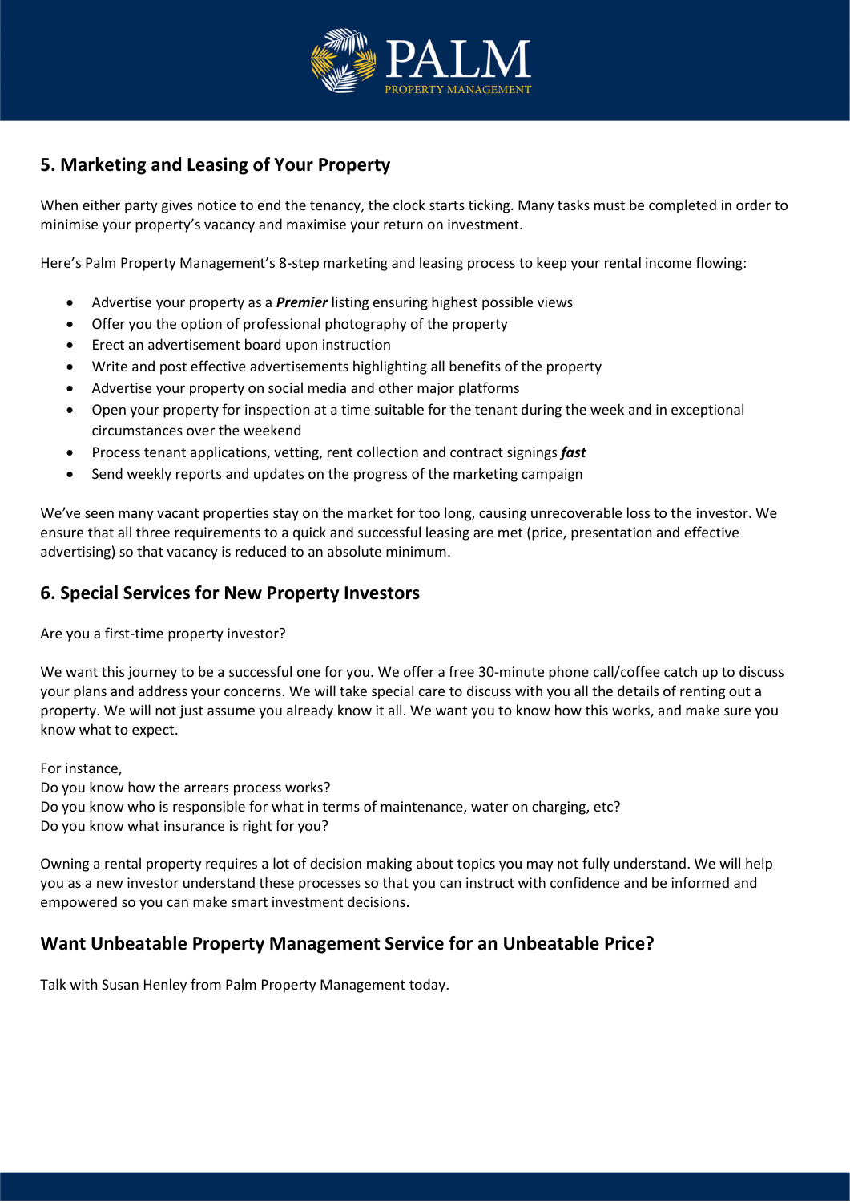## 5. Marketing and Leasing of Your Property

When either party gives notice to end the tenancy, the clock starts ticking. Many tasks must be completed in order to minimise your property's vacancy and maximise your return on investment.

Here's Palm Property Management's 8-step marketing and leasing process to keep your rental income flowing:

- Advertise your property as a ***Premier*** listing ensuring highest possible views
- Offer you the option of professional photography of the property
- Erect an advertisement board upon instruction
- Write and post effective advertisements highlighting all benefits of the property
- Advertise your property on social media and other major platforms
- Open your property for inspection at a time suitable for the tenant during the week and in exceptional circumstances over the weekend
- Process tenant applications, vetting, rent collection and contract signings ***fast***
- Send weekly reports and updates on the progress of the marketing campaign

We've seen many vacant properties stay on the market for too long, causing unrecoverable loss to the investor. We ensure that all three requirements to a quick and successful leasing are met (price, presentation and effective advertising) so that vacancy is reduced to an absolute minimum.

## 6. Special Services for New Property Investors

Are you a first-time property investor?

We want this journey to be a successful one for you. We offer a free 30-minute phone call/coffee catch up to discuss your plans and address your concerns. We will take special care to discuss with you all the details of renting out a property. We will not just assume you already know it all. We want you to know how this works, and make sure you know what to expect.

For instance,
Do you know how the arrears process works?
Do you know who is responsible for what in terms of maintenance, water on charging, etc?
Do you know what insurance is right for you?

Owning a rental property requires a lot of decision making about topics you may not fully understand. We will help you as a new investor understand these processes so that you can instruct with confidence and be informed and empowered so you can make smart investment decisions.

## Want Unbeatable Property Management Service for an Unbeatable Price?

Talk with Susan Henley from Palm Property Management today.